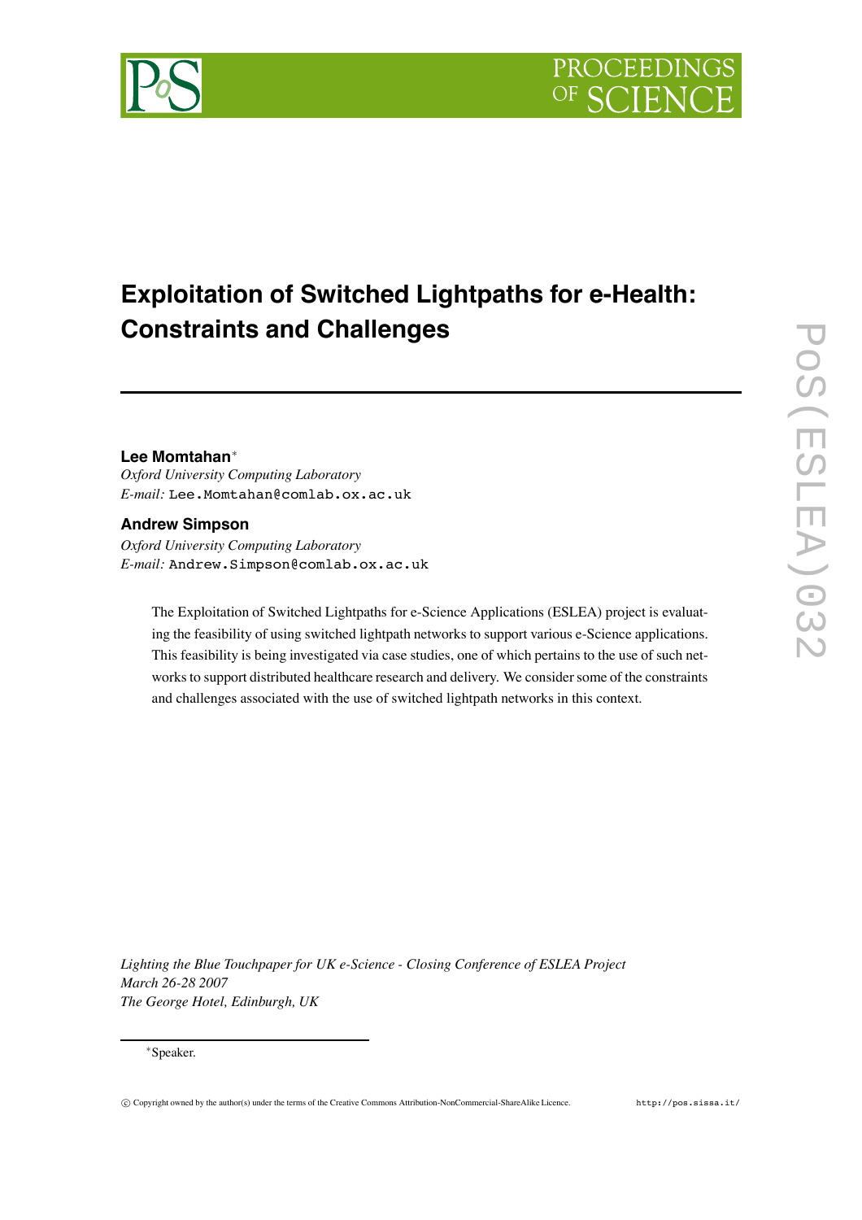# Exploitation of Switched Lightpaths for e-Health: Constraints and Challenges

**Lee Momtahan**[*]
*Oxford University Computing Laboratory*
*E-mail:* `Lee.Momtahan@comlab.ox.ac.uk`

**Andrew Simpson**
*Oxford University Computing Laboratory*
*E-mail:* `Andrew.Simpson@comlab.ox.ac.uk`

The Exploitation of Switched Lightpaths for e-Science Applications (ESLEA) project is evaluating the feasibility of using switched lightpath networks to support various e-Science applications. This feasibility is being investigated via case studies, one of which pertains to the use of such networks to support distributed healthcare research and delivery. We consider some of the constraints and challenges associated with the use of switched lightpath networks in this context.

*Lighting the Blue Touchpaper for UK e-Science - Closing Conference of ESLEA Project*
*March 26-28 2007*
*The George Hotel, Edinburgh, UK*

[*]Speaker.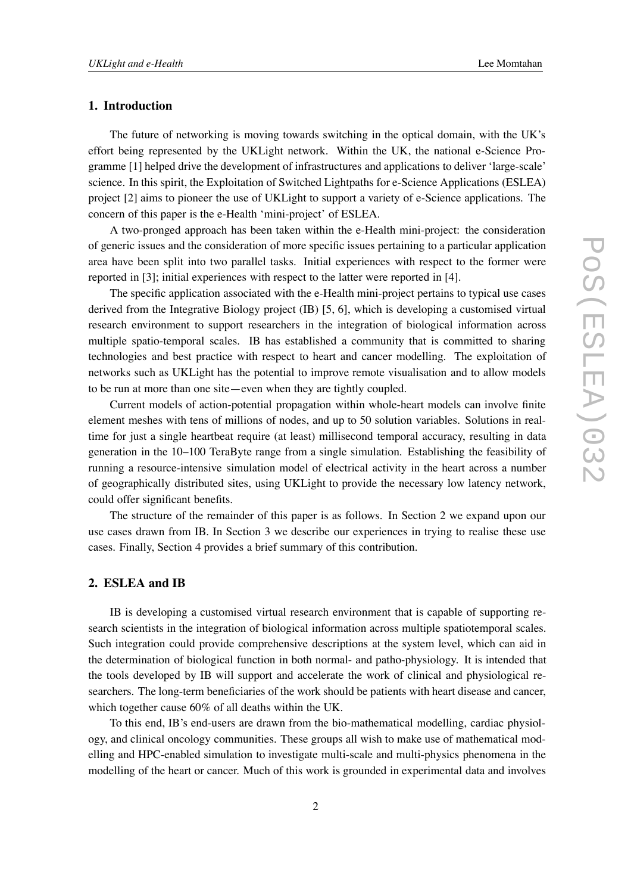## 1. Introduction

The future of networking is moving towards switching in the optical domain, with the UK's effort being represented by the UKLight network. Within the UK, the national e-Science Programme [1] helped drive the development of infrastructures and applications to deliver 'large-scale' science. In this spirit, the Exploitation of Switched Lightpaths for e-Science Applications (ESLEA) project [2] aims to pioneer the use of UKLight to support a variety of e-Science applications. The concern of this paper is the e-Health 'mini-project' of ESLEA.

A two-pronged approach has been taken within the e-Health mini-project: the consideration of generic issues and the consideration of more specific issues pertaining to a particular application area have been split into two parallel tasks. Initial experiences with respect to the former were reported in [3]; initial experiences with respect to the latter were reported in [4].

The specific application associated with the e-Health mini-project pertains to typical use cases derived from the Integrative Biology project (IB) [5, 6], which is developing a customised virtual research environment to support researchers in the integration of biological information across multiple spatio-temporal scales. IB has established a community that is committed to sharing technologies and best practice with respect to heart and cancer modelling. The exploitation of networks such as UKLight has the potential to improve remote visualisation and to allow models to be run at more than one site—even when they are tightly coupled.

Current models of action-potential propagation within whole-heart models can involve finite element meshes with tens of millions of nodes, and up to 50 solution variables. Solutions in real-time for just a single heartbeat require (at least) millisecond temporal accuracy, resulting in data generation in the 10–100 TeraByte range from a single simulation. Establishing the feasibility of running a resource-intensive simulation model of electrical activity in the heart across a number of geographically distributed sites, using UKLight to provide the necessary low latency network, could offer significant benefits.

The structure of the remainder of this paper is as follows. In Section 2 we expand upon our use cases drawn from IB. In Section 3 we describe our experiences in trying to realise these use cases. Finally, Section 4 provides a brief summary of this contribution.

## 2. ESLEA and IB

IB is developing a customised virtual research environment that is capable of supporting research scientists in the integration of biological information across multiple spatiotemporal scales. Such integration could provide comprehensive descriptions at the system level, which can aid in the determination of biological function in both normal- and patho-physiology. It is intended that the tools developed by IB will support and accelerate the work of clinical and physiological researchers. The long-term beneficiaries of the work should be patients with heart disease and cancer, which together cause 60% of all deaths within the UK.

To this end, IB's end-users are drawn from the bio-mathematical modelling, cardiac physiology, and clinical oncology communities. These groups all wish to make use of mathematical modelling and HPC-enabled simulation to investigate multi-scale and multi-physics phenomena in the modelling of the heart or cancer. Much of this work is grounded in experimental data and involves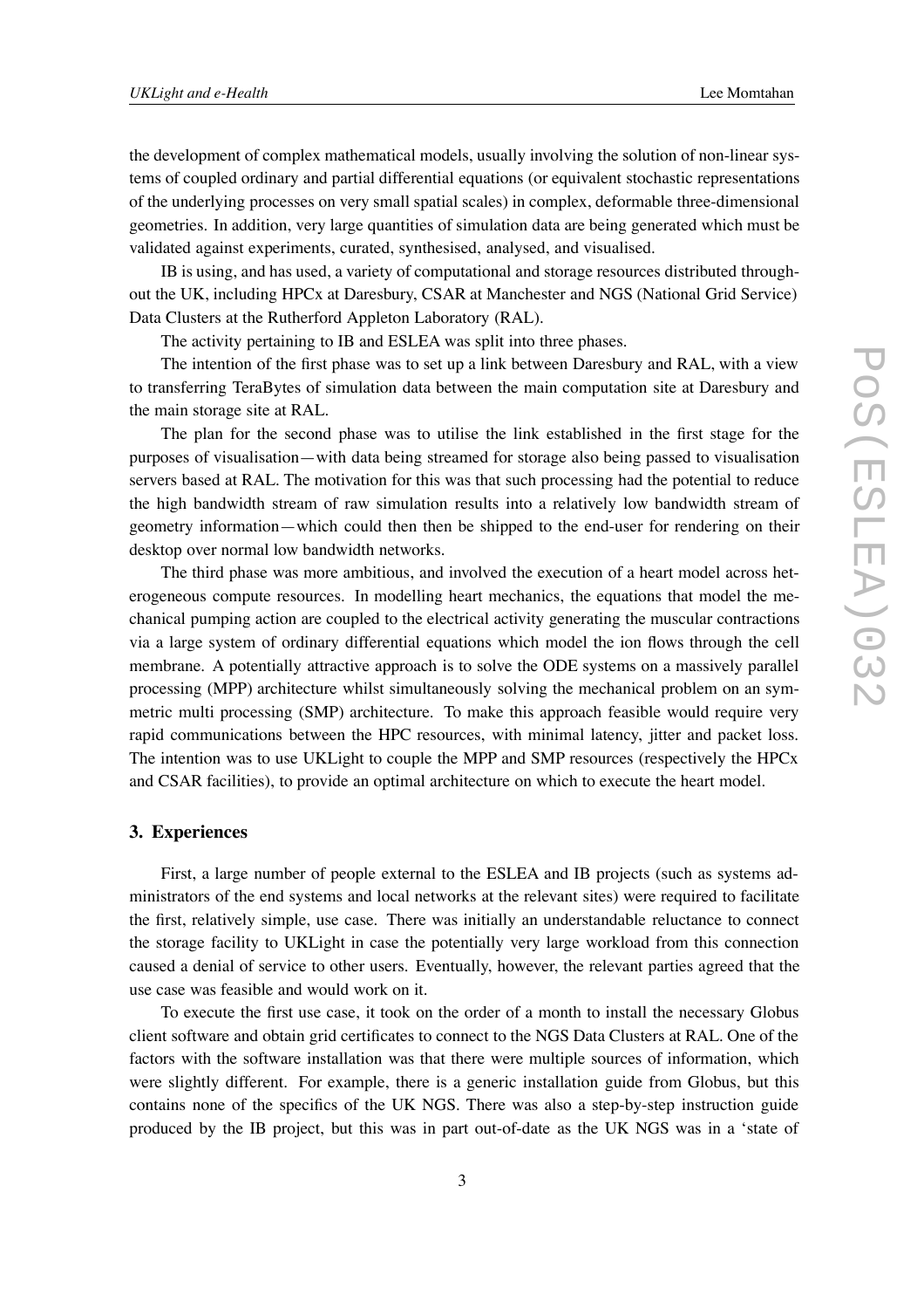the development of complex mathematical models, usually involving the solution of non-linear systems of coupled ordinary and partial differential equations (or equivalent stochastic representations of the underlying processes on very small spatial scales) in complex, deformable three-dimensional geometries. In addition, very large quantities of simulation data are being generated which must be validated against experiments, curated, synthesised, analysed, and visualised.

IB is using, and has used, a variety of computational and storage resources distributed throughout the UK, including HPCx at Daresbury, CSAR at Manchester and NGS (National Grid Service) Data Clusters at the Rutherford Appleton Laboratory (RAL).

The activity pertaining to IB and ESLEA was split into three phases.

The intention of the first phase was to set up a link between Daresbury and RAL, with a view to transferring TeraBytes of simulation data between the main computation site at Daresbury and the main storage site at RAL.

The plan for the second phase was to utilise the link established in the first stage for the purposes of visualisation—with data being streamed for storage also being passed to visualisation servers based at RAL. The motivation for this was that such processing had the potential to reduce the high bandwidth stream of raw simulation results into a relatively low bandwidth stream of geometry information—which could then then be shipped to the end-user for rendering on their desktop over normal low bandwidth networks.

The third phase was more ambitious, and involved the execution of a heart model across heterogeneous compute resources. In modelling heart mechanics, the equations that model the mechanical pumping action are coupled to the electrical activity generating the muscular contractions via a large system of ordinary differential equations which model the ion flows through the cell membrane. A potentially attractive approach is to solve the ODE systems on a massively parallel processing (MPP) architecture whilst simultaneously solving the mechanical problem on an symmetric multi processing (SMP) architecture. To make this approach feasible would require very rapid communications between the HPC resources, with minimal latency, jitter and packet loss. The intention was to use UKLight to couple the MPP and SMP resources (respectively the HPCx and CSAR facilities), to provide an optimal architecture on which to execute the heart model.

## 3. Experiences

First, a large number of people external to the ESLEA and IB projects (such as systems administrators of the end systems and local networks at the relevant sites) were required to facilitate the first, relatively simple, use case. There was initially an understandable reluctance to connect the storage facility to UKLight in case the potentially very large workload from this connection caused a denial of service to other users. Eventually, however, the relevant parties agreed that the use case was feasible and would work on it.

To execute the first use case, it took on the order of a month to install the necessary Globus client software and obtain grid certificates to connect to the NGS Data Clusters at RAL. One of the factors with the software installation was that there were multiple sources of information, which were slightly different. For example, there is a generic installation guide from Globus, but this contains none of the specifics of the UK NGS. There was also a step-by-step instruction guide produced by the IB project, but this was in part out-of-date as the UK NGS was in a 'state of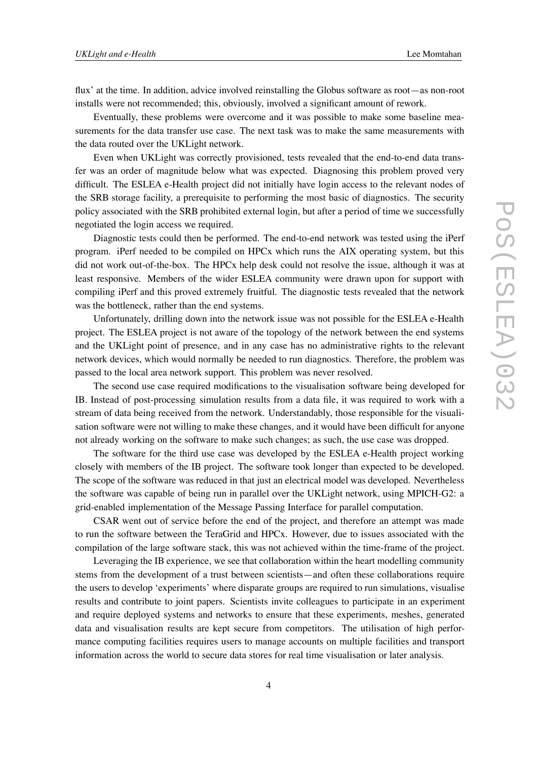flux' at the time. In addition, advice involved reinstalling the Globus software as root—as non-root installs were not recommended; this, obviously, involved a significant amount of rework.

Eventually, these problems were overcome and it was possible to make some baseline measurements for the data transfer use case. The next task was to make the same measurements with the data routed over the UKLight network.

Even when UKLight was correctly provisioned, tests revealed that the end-to-end data transfer was an order of magnitude below what was expected. Diagnosing this problem proved very difficult. The ESLEA e-Health project did not initially have login access to the relevant nodes of the SRB storage facility, a prerequisite to performing the most basic of diagnostics. The security policy associated with the SRB prohibited external login, but after a period of time we successfully negotiated the login access we required.

Diagnostic tests could then be performed. The end-to-end network was tested using the iPerf program. iPerf needed to be compiled on HPCx which runs the AIX operating system, but this did not work out-of-the-box. The HPCx help desk could not resolve the issue, although it was at least responsive. Members of the wider ESLEA community were drawn upon for support with compiling iPerf and this proved extremely fruitful. The diagnostic tests revealed that the network was the bottleneck, rather than the end systems.

Unfortunately, drilling down into the network issue was not possible for the ESLEA e-Health project. The ESLEA project is not aware of the topology of the network between the end systems and the UKLight point of presence, and in any case has no administrative rights to the relevant network devices, which would normally be needed to run diagnostics. Therefore, the problem was passed to the local area network support. This problem was never resolved.

The second use case required modifications to the visualisation software being developed for IB. Instead of post-processing simulation results from a data file, it was required to work with a stream of data being received from the network. Understandably, those responsible for the visualisation software were not willing to make these changes, and it would have been difficult for anyone not already working on the software to make such changes; as such, the use case was dropped.

The software for the third use case was developed by the ESLEA e-Health project working closely with members of the IB project. The software took longer than expected to be developed. The scope of the software was reduced in that just an electrical model was developed. Nevertheless the software was capable of being run in parallel over the UKLight network, using MPICH-G2: a grid-enabled implementation of the Message Passing Interface for parallel computation.

CSAR went out of service before the end of the project, and therefore an attempt was made to run the software between the TeraGrid and HPCx. However, due to issues associated with the compilation of the large software stack, this was not achieved within the time-frame of the project.

Leveraging the IB experience, we see that collaboration within the heart modelling community stems from the development of a trust between scientists—and often these collaborations require the users to develop 'experiments' where disparate groups are required to run simulations, visualise results and contribute to joint papers. Scientists invite colleagues to participate in an experiment and require deployed systems and networks to ensure that these experiments, meshes, generated data and visualisation results are kept secure from competitors. The utilisation of high performance computing facilities requires users to manage accounts on multiple facilities and transport information across the world to secure data stores for real time visualisation or later analysis.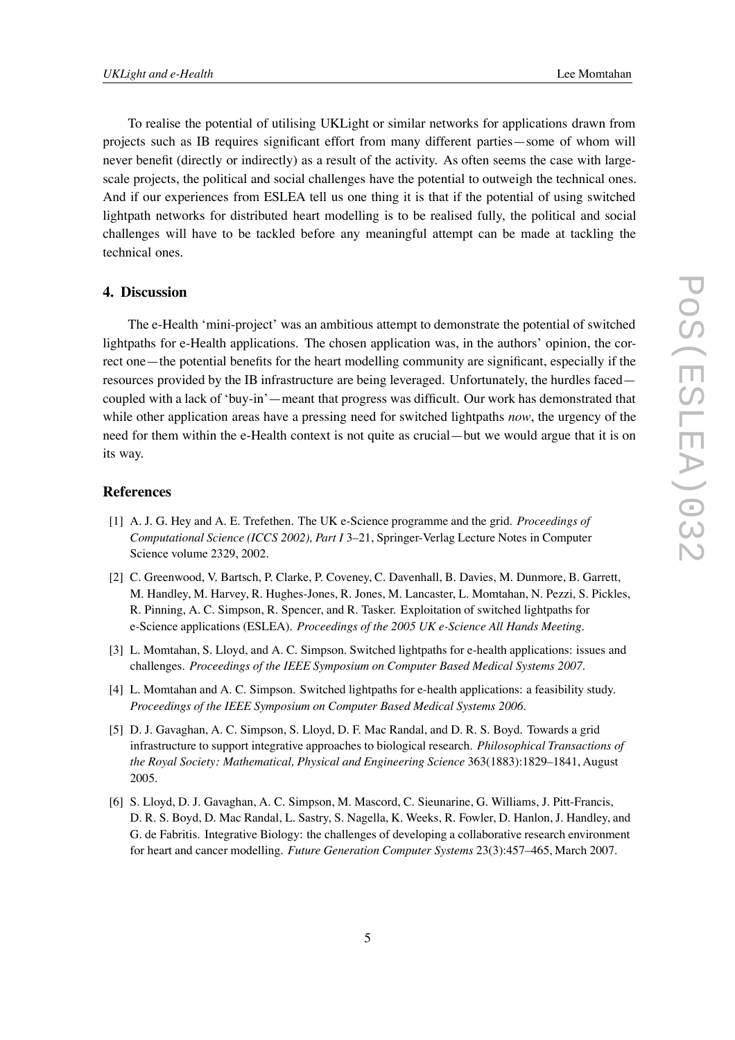To realise the potential of utilising UKLight or similar networks for applications drawn from projects such as IB requires significant effort from many different parties—some of whom will never benefit (directly or indirectly) as a result of the activity. As often seems the case with large-scale projects, the political and social challenges have the potential to outweigh the technical ones. And if our experiences from ESLEA tell us one thing it is that if the potential of using switched lightpath networks for distributed heart modelling is to be realised fully, the political and social challenges will have to be tackled before any meaningful attempt can be made at tackling the technical ones.

## 4. Discussion

The e-Health 'mini-project' was an ambitious attempt to demonstrate the potential of switched lightpaths for e-Health applications. The chosen application was, in the authors' opinion, the correct one—the potential benefits for the heart modelling community are significant, especially if the resources provided by the IB infrastructure are being leveraged. Unfortunately, the hurdles faced—coupled with a lack of 'buy-in'—meant that progress was difficult. Our work has demonstrated that while other application areas have a pressing need for switched lightpaths *now*, the urgency of the need for them within the e-Health context is not quite as crucial—but we would argue that it is on its way.

## References

[1] A. J. G. Hey and A. E. Trefethen. The UK e-Science programme and the grid. *Proceedings of Computational Science (ICCS 2002), Part I* 3–21, Springer-Verlag Lecture Notes in Computer Science volume 2329, 2002.

[2] C. Greenwood, V. Bartsch, P. Clarke, P. Coveney, C. Davenhall, B. Davies, M. Dunmore, B. Garrett, M. Handley, M. Harvey, R. Hughes-Jones, R. Jones, M. Lancaster, L. Momtahan, N. Pezzi, S. Pickles, R. Pinning, A. C. Simpson, R. Spencer, and R. Tasker. Exploitation of switched lightpaths for e-Science applications (ESLEA). *Proceedings of the 2005 UK e-Science All Hands Meeting*.

[3] L. Momtahan, S. Lloyd, and A. C. Simpson. Switched lightpaths for e-health applications: issues and challenges. *Proceedings of the IEEE Symposium on Computer Based Medical Systems 2007*.

[4] L. Momtahan and A. C. Simpson. Switched lightpaths for e-health applications: a feasibility study. *Proceedings of the IEEE Symposium on Computer Based Medical Systems 2006*.

[5] D. J. Gavaghan, A. C. Simpson, S. Lloyd, D. F. Mac Randal, and D. R. S. Boyd. Towards a grid infrastructure to support integrative approaches to biological research. *Philosophical Transactions of the Royal Society: Mathematical, Physical and Engineering Science* 363(1883):1829–1841, August 2005.

[6] S. Lloyd, D. J. Gavaghan, A. C. Simpson, M. Mascord, C. Sieunarine, G. Williams, J. Pitt-Francis, D. R. S. Boyd, D. Mac Randal, L. Sastry, S. Nagella, K. Weeks, R. Fowler, D. Hanlon, J. Handley, and G. de Fabritis. Integrative Biology: the challenges of developing a collaborative research environment for heart and cancer modelling. *Future Generation Computer Systems* 23(3):457–465, March 2007.